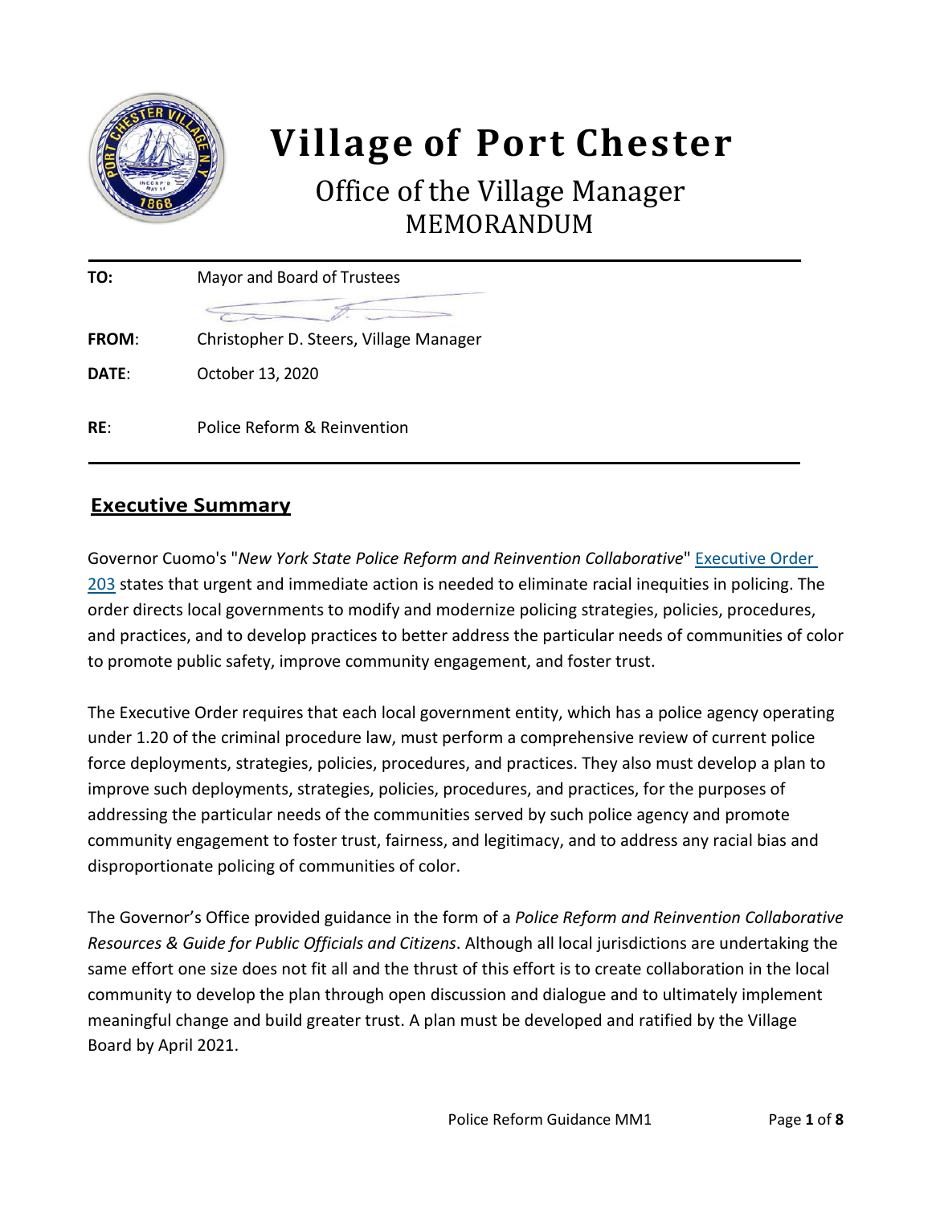# Village of Port Chester

## Office of the Village Manager

## MEMORANDUM

| | |
|---|---|
| **TO:** | Mayor and Board of Trustees |
| **FROM:** | Christopher D. Steers, Village Manager |
| **DATE:** | October 13, 2020 |
| **RE:** | Police Reform & Reinvention |

## Executive Summary

Governor Cuomo's "*New York State Police Reform and Reinvention Collaborative*" Executive Order 203 states that urgent and immediate action is needed to eliminate racial inequities in policing. The order directs local governments to modify and modernize policing strategies, policies, procedures, and practices, and to develop practices to better address the particular needs of communities of color to promote public safety, improve community engagement, and foster trust.

The Executive Order requires that each local government entity, which has a police agency operating under 1.20 of the criminal procedure law, must perform a comprehensive review of current police force deployments, strategies, policies, procedures, and practices. They also must develop a plan to improve such deployments, strategies, policies, procedures, and practices, for the purposes of addressing the particular needs of the communities served by such police agency and promote community engagement to foster trust, fairness, and legitimacy, and to address any racial bias and disproportionate policing of communities of color.

The Governor's Office provided guidance in the form of a *Police Reform and Reinvention Collaborative Resources & Guide for Public Officials and Citizens*. Although all local jurisdictions are undertaking the same effort one size does not fit all and the thrust of this effort is to create collaboration in the local community to develop the plan through open discussion and dialogue and to ultimately implement meaningful change and build greater trust. A plan must be developed and ratified by the Village Board by April 2021.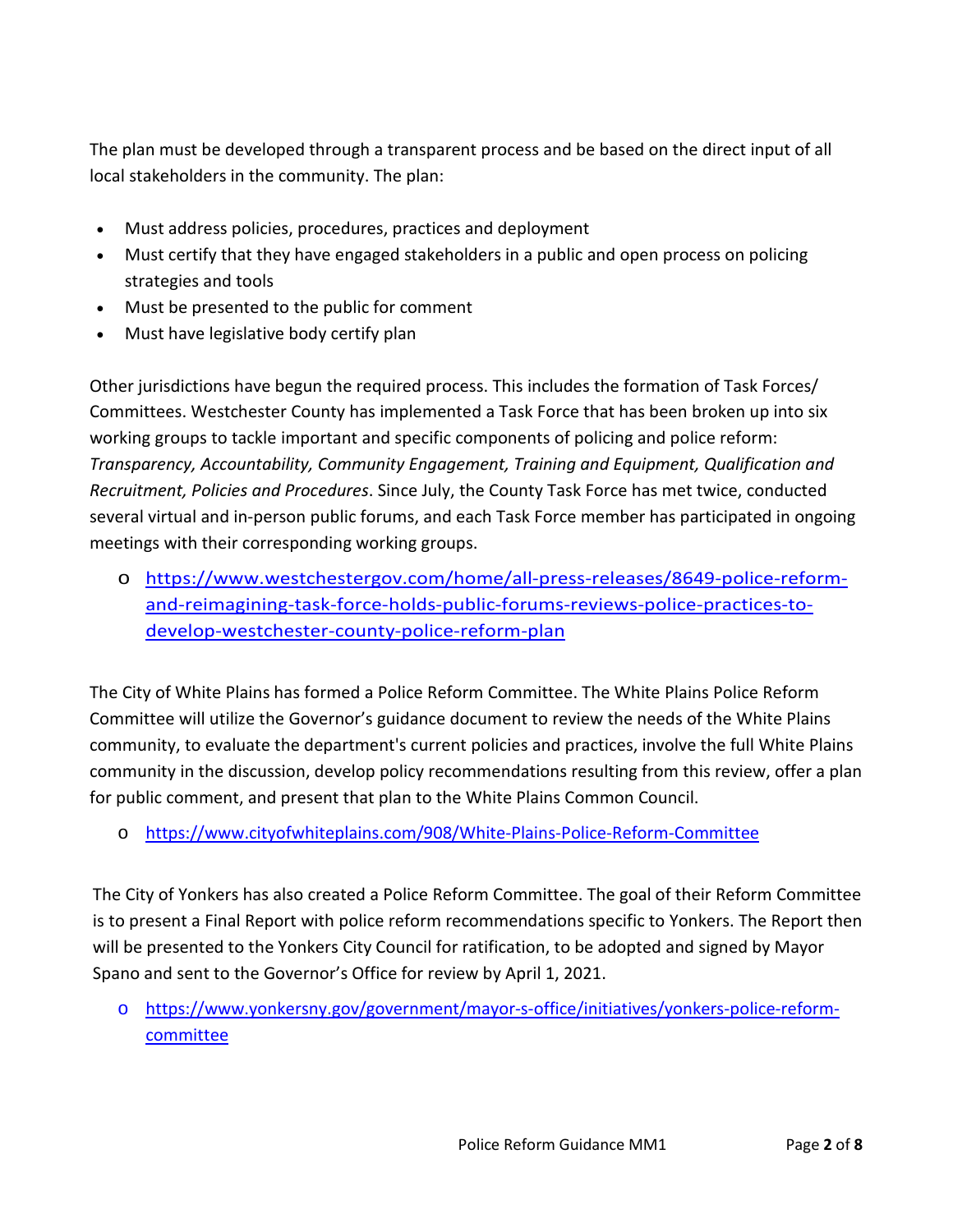The plan must be developed through a transparent process and be based on the direct input of all local stakeholders in the community. The plan:

- Must address policies, procedures, practices and deployment
- Must certify that they have engaged stakeholders in a public and open process on policing strategies and tools
- Must be presented to the public for comment
- Must have legislative body certify plan

Other jurisdictions have begun the required process. This includes the formation of Task Forces/ Committees. Westchester County has implemented a Task Force that has been broken up into six working groups to tackle important and specific components of policing and police reform: *Transparency, Accountability, Community Engagement, Training and Equipment, Qualification and Recruitment, Policies and Procedures*. Since July, the County Task Force has met twice, conducted several virtual and in-person public forums, and each Task Force member has participated in ongoing meetings with their corresponding working groups.

- [https://www.westchestergov.com/home/all-press-releases/8649-police-reform-and-reimagining-task-force-holds-public-forums-reviews-police-practices-to-develop-westchester-county-police-reform-plan](https://www.westchestergov.com/home/all-press-releases/8649-police-reform-and-reimagining-task-force-holds-public-forums-reviews-police-practices-to-develop-westchester-county-police-reform-plan)

The City of White Plains has formed a Police Reform Committee. The White Plains Police Reform Committee will utilize the Governor's guidance document to review the needs of the White Plains community, to evaluate the department's current policies and practices, involve the full White Plains community in the discussion, develop policy recommendations resulting from this review, offer a plan for public comment, and present that plan to the White Plains Common Council.

- [https://www.cityofwhiteplains.com/908/White-Plains-Police-Reform-Committee](https://www.cityofwhiteplains.com/908/White-Plains-Police-Reform-Committee)

The City of Yonkers has also created a Police Reform Committee. The goal of their Reform Committee is to present a Final Report with police reform recommendations specific to Yonkers. The Report then will be presented to the Yonkers City Council for ratification, to be adopted and signed by Mayor Spano and sent to the Governor's Office for review by April 1, 2021.

- [https://www.yonkersny.gov/government/mayor-s-office/initiatives/yonkers-police-reform-committee](https://www.yonkersny.gov/government/mayor-s-office/initiatives/yonkers-police-reform-committee)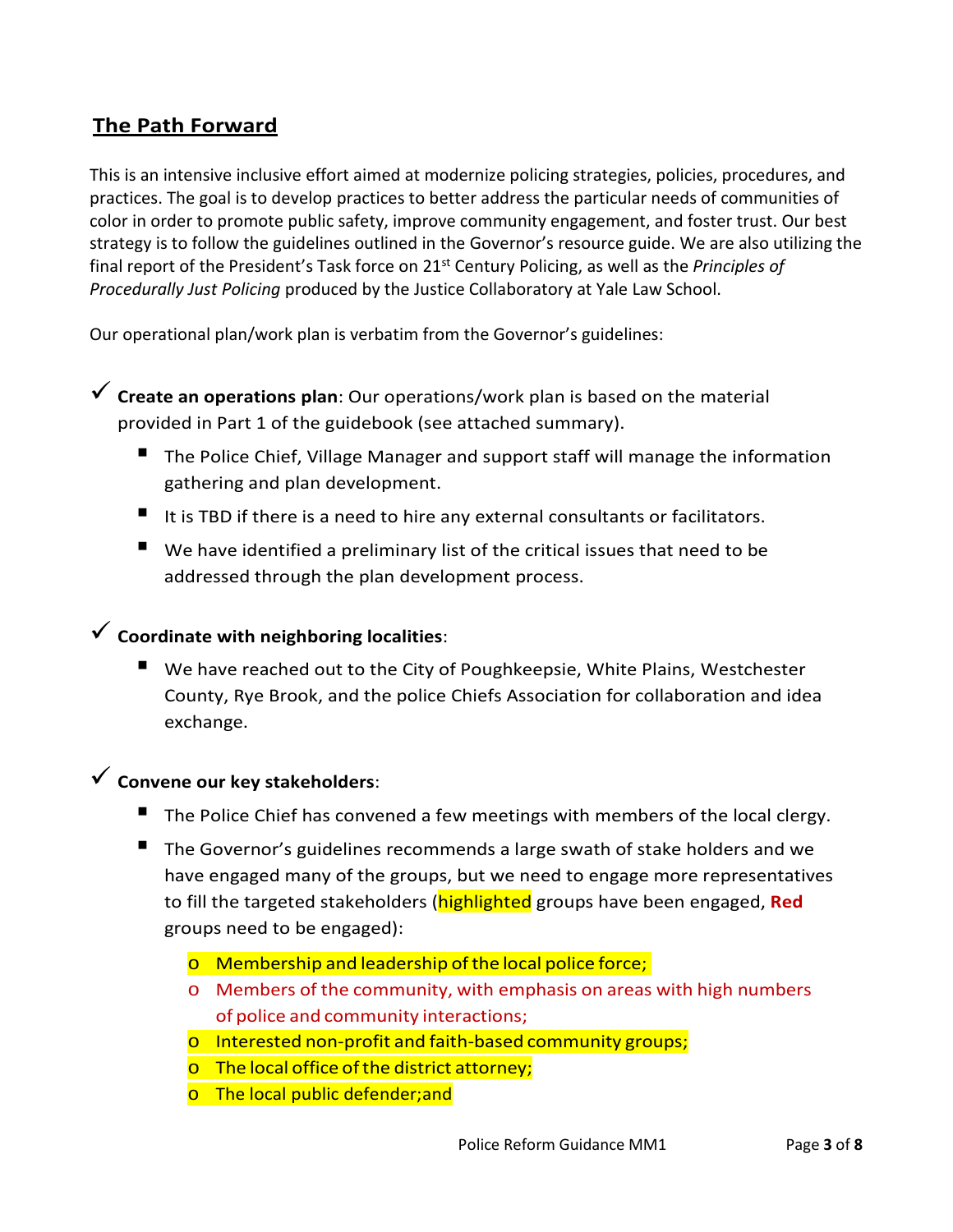## The Path Forward

This is an intensive inclusive effort aimed at modernize policing strategies, policies, procedures, and practices. The goal is to develop practices to better address the particular needs of communities of color in order to promote public safety, improve community engagement, and foster trust. Our best strategy is to follow the guidelines outlined in the Governor's resource guide. We are also utilizing the final report of the President's Task force on 21st Century Policing, as well as the *Principles of Procedurally Just Policing* produced by the Justice Collaboratory at Yale Law School.

Our operational plan/work plan is verbatim from the Governor's guidelines:

✓ **Create an operations plan**: Our operations/work plan is based on the material provided in Part 1 of the guidebook (see attached summary).

- The Police Chief, Village Manager and support staff will manage the information gathering and plan development.
- It is TBD if there is a need to hire any external consultants or facilitators.
- We have identified a preliminary list of the critical issues that need to be addressed through the plan development process.

✓ **Coordinate with neighboring localities**:

- We have reached out to the City of Poughkeepsie, White Plains, Westchester County, Rye Brook, and the police Chiefs Association for collaboration and idea exchange.

✓ **Convene our key stakeholders**:

- The Police Chief has convened a few meetings with members of the local clergy.
- The Governor's guidelines recommends a large swath of stake holders and we have engaged many of the groups, but we need to engage more representatives to fill the targeted stakeholders (highlighted groups have been engaged, **Red** groups need to be engaged):
  - Membership and leadership of the local police force;
  - Members of the community, with emphasis on areas with high numbers of police and community interactions;
  - Interested non-profit and faith-based community groups;
  - The local office of the district attorney;
  - The local public defender;and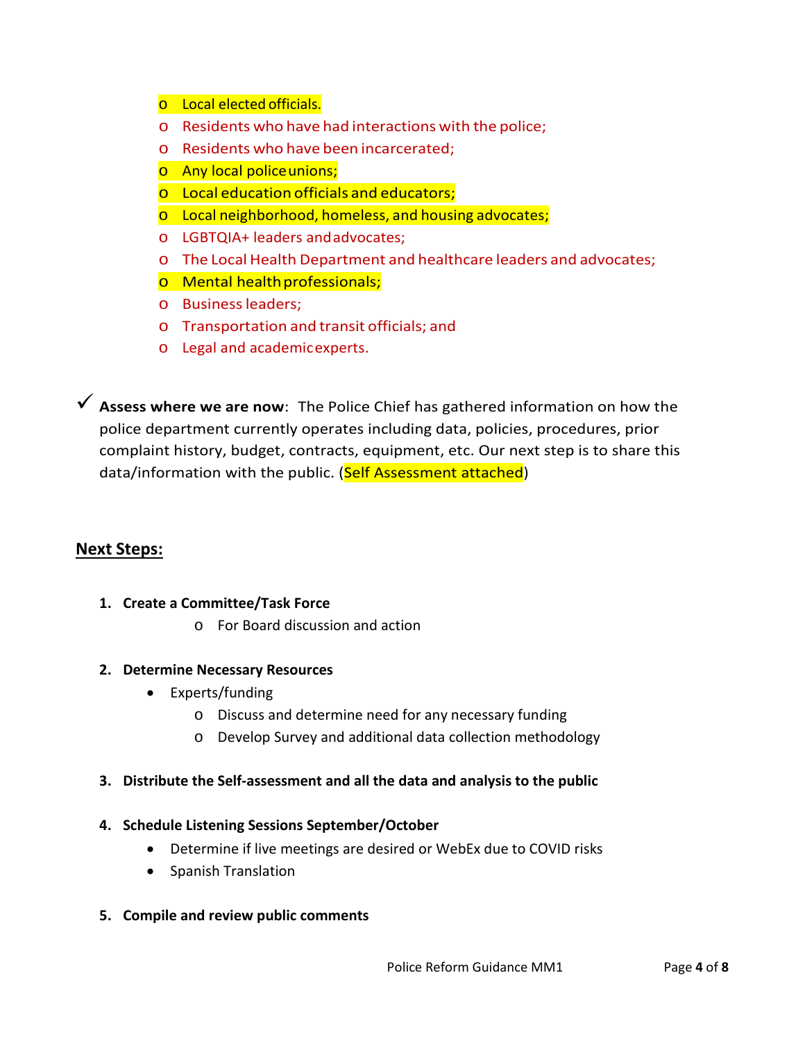- Local elected officials.
- Residents who have had interactions with the police;
- Residents who have been incarcerated;
- Any local police unions;
- Local education officials and educators;
- Local neighborhood, homeless, and housing advocates;
- LGBTQIA+ leaders and advocates;
- The Local Health Department and healthcare leaders and advocates;
- Mental health professionals;
- Business leaders;
- Transportation and transit officials; and
- Legal and academic experts.

✓ **Assess where we are now**: The Police Chief has gathered information on how the police department currently operates including data, policies, procedures, prior complaint history, budget, contracts, equipment, etc. Our next step is to share this data/information with the public. (Self Assessment attached)

## Next Steps:

1. **Create a Committee/Task Force**
   - For Board discussion and action

2. **Determine Necessary Resources**
   - Experts/funding
     - Discuss and determine need for any necessary funding
     - Develop Survey and additional data collection methodology

3. **Distribute the Self-assessment and all the data and analysis to the public**

4. **Schedule Listening Sessions September/October**
   - Determine if live meetings are desired or WebEx due to COVID risks
   - Spanish Translation

5. **Compile and review public comments**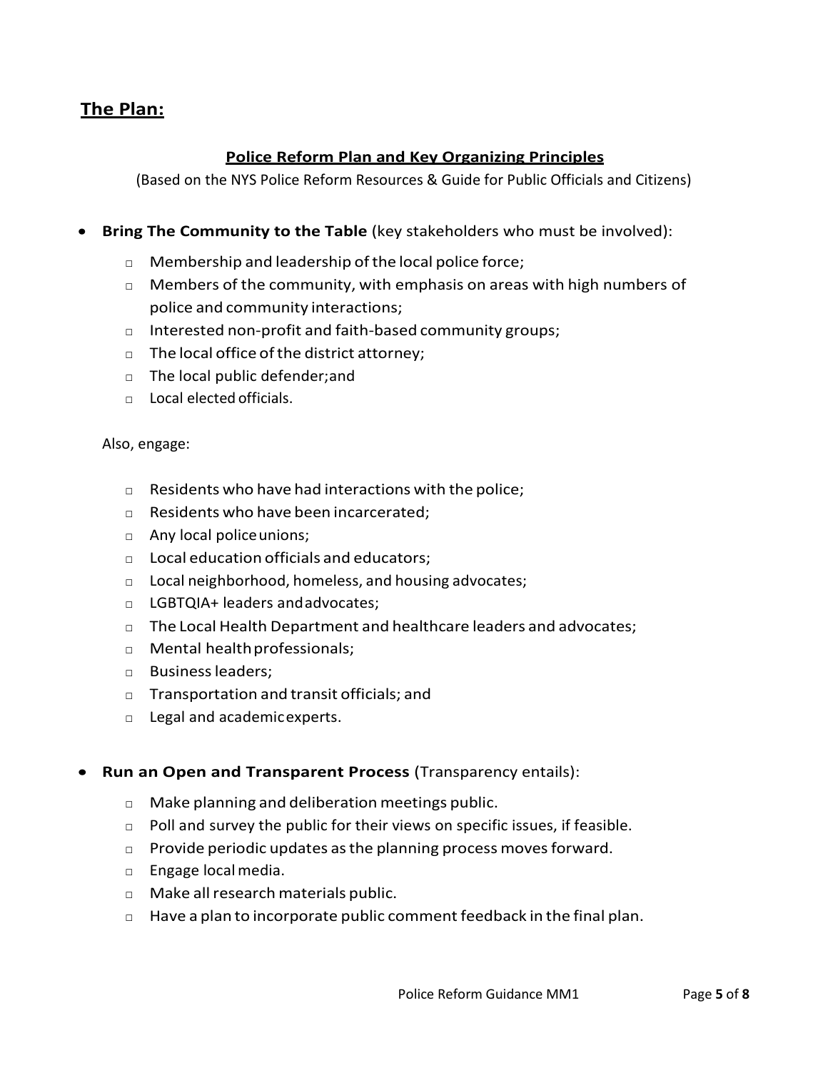## **The Plan:**

### **Police Reform Plan and Key Organizing Principles**

(Based on the NYS Police Reform Resources & Guide for Public Officials and Citizens)

- **Bring The Community to the Table** (key stakeholders who must be involved):
  - Membership and leadership of the local police force;
  - Members of the community, with emphasis on areas with high numbers of police and community interactions;
  - Interested non-profit and faith-based community groups;
  - The local office of the district attorney;
  - The local public defender; and
  - Local elected officials.

  Also, engage:

  - Residents who have had interactions with the police;
  - Residents who have been incarcerated;
  - Any local police unions;
  - Local education officials and educators;
  - Local neighborhood, homeless, and housing advocates;
  - LGBTQIA+ leaders and advocates;
  - The Local Health Department and healthcare leaders and advocates;
  - Mental health professionals;
  - Business leaders;
  - Transportation and transit officials; and
  - Legal and academic experts.

- **Run an Open and Transparent Process** (Transparency entails):
  - Make planning and deliberation meetings public.
  - Poll and survey the public for their views on specific issues, if feasible.
  - Provide periodic updates as the planning process moves forward.
  - Engage local media.
  - Make all research materials public.
  - Have a plan to incorporate public comment feedback in the final plan.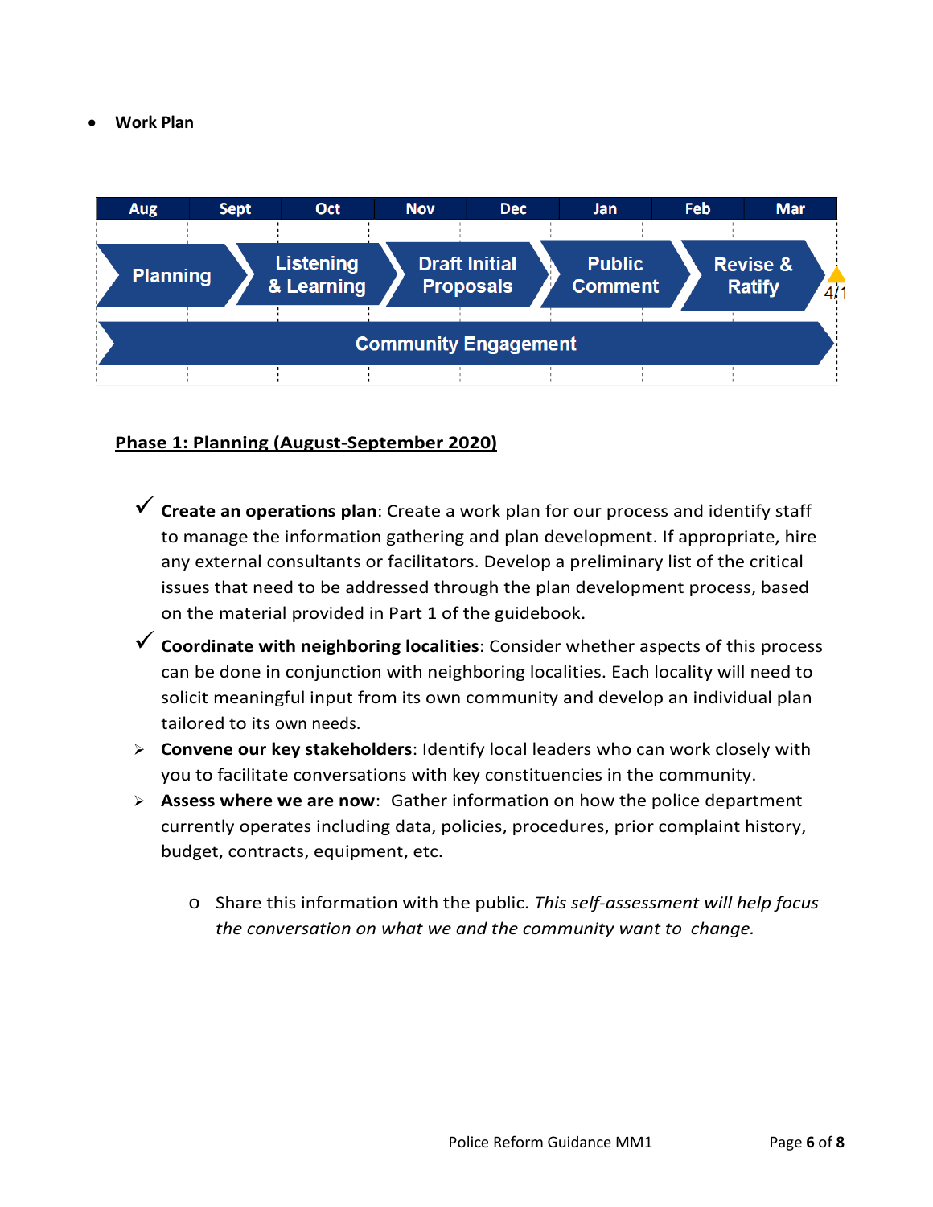- **Work Plan**

| Aug | Sept | Oct | Nov | Dec | Jan | Feb | Mar |
|---|---|---|---|---|---|---|---|
| Planning | | Listening & Learning | Draft Initial Proposals | | Public Comment | Revise & Ratify | 4/1 |
| Community Engagement | | | | | | | |

__Phase 1: Planning (August-September 2020)__

- ✓ **Create an operations plan**: Create a work plan for our process and identify staff to manage the information gathering and plan development. If appropriate, hire any external consultants or facilitators. Develop a preliminary list of the critical issues that need to be addressed through the plan development process, based on the material provided in Part 1 of the guidebook.
- ✓ **Coordinate with neighboring localities**: Consider whether aspects of this process can be done in conjunction with neighboring localities. Each locality will need to solicit meaningful input from its own community and develop an individual plan tailored to its own needs.
- ➢ **Convene our key stakeholders**: Identify local leaders who can work closely with you to facilitate conversations with key constituencies in the community.
- ➢ **Assess where we are now**: Gather information on how the police department currently operates including data, policies, procedures, prior complaint history, budget, contracts, equipment, etc.
  - Share this information with the public. *This self-assessment will help focus the conversation on what we and the community want to change.*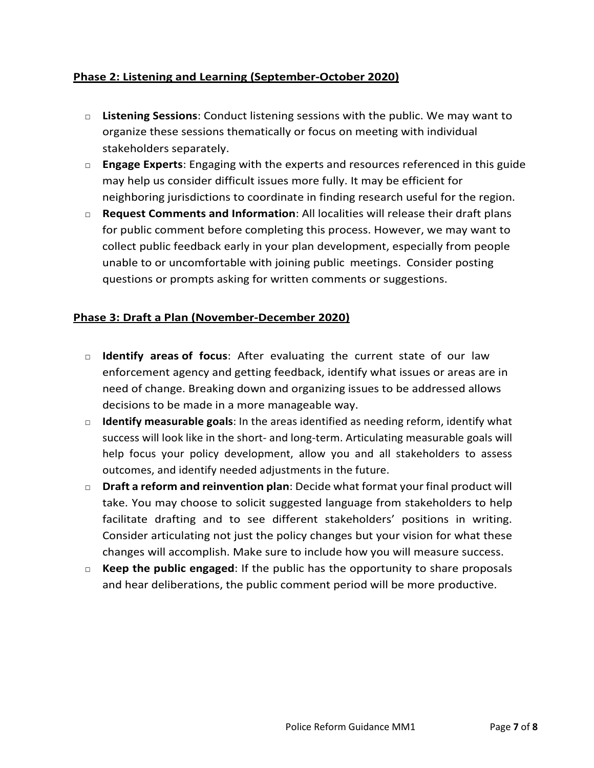## Phase 2: Listening and Learning (September-October 2020)

- **Listening Sessions**: Conduct listening sessions with the public. We may want to organize these sessions thematically or focus on meeting with individual stakeholders separately.
- **Engage Experts**: Engaging with the experts and resources referenced in this guide may help us consider difficult issues more fully. It may be efficient for neighboring jurisdictions to coordinate in finding research useful for the region.
- **Request Comments and Information**: All localities will release their draft plans for public comment before completing this process. However, we may want to collect public feedback early in your plan development, especially from people unable to or uncomfortable with joining public meetings. Consider posting questions or prompts asking for written comments or suggestions.

## Phase 3: Draft a Plan (November-December 2020)

- **Identify areas of focus**: After evaluating the current state of our law enforcement agency and getting feedback, identify what issues or areas are in need of change. Breaking down and organizing issues to be addressed allows decisions to be made in a more manageable way.
- **Identify measurable goals**: In the areas identified as needing reform, identify what success will look like in the short- and long-term. Articulating measurable goals will help focus your policy development, allow you and all stakeholders to assess outcomes, and identify needed adjustments in the future.
- **Draft a reform and reinvention plan**: Decide what format your final product will take. You may choose to solicit suggested language from stakeholders to help facilitate drafting and to see different stakeholders' positions in writing. Consider articulating not just the policy changes but your vision for what these changes will accomplish. Make sure to include how you will measure success.
- **Keep the public engaged**: If the public has the opportunity to share proposals and hear deliberations, the public comment period will be more productive.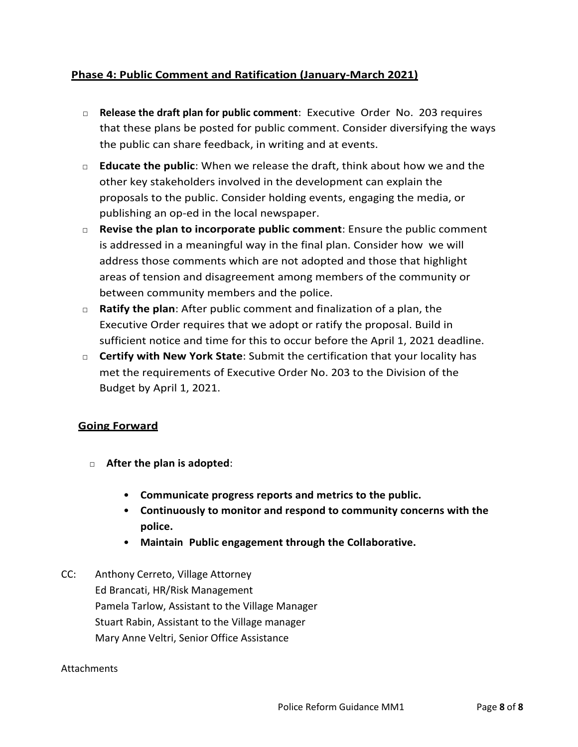## Phase 4: Public Comment and Ratification (January-March 2021)

- **Release the draft plan for public comment**: Executive Order No. 203 requires that these plans be posted for public comment. Consider diversifying the ways the public can share feedback, in writing and at events.
- **Educate the public**: When we release the draft, think about how we and the other key stakeholders involved in the development can explain the proposals to the public. Consider holding events, engaging the media, or publishing an op-ed in the local newspaper.
- **Revise the plan to incorporate public comment**: Ensure the public comment is addressed in a meaningful way in the final plan. Consider how we will address those comments which are not adopted and those that highlight areas of tension and disagreement among members of the community or between community members and the police.
- **Ratify the plan**: After public comment and finalization of a plan, the Executive Order requires that we adopt or ratify the proposal. Build in sufficient notice and time for this to occur before the April 1, 2021 deadline.
- **Certify with New York State**: Submit the certification that your locality has met the requirements of Executive Order No. 203 to the Division of the Budget by April 1, 2021.

## Going Forward

- **After the plan is adopted**:
  - **Communicate progress reports and metrics to the public.**
  - **Continuously to monitor and respond to community concerns with the police.**
  - **Maintain Public engagement through the Collaborative.**

CC: Anthony Cerreto, Village Attorney
Ed Brancati, HR/Risk Management
Pamela Tarlow, Assistant to the Village Manager
Stuart Rabin, Assistant to the Village manager
Mary Anne Veltri, Senior Office Assistance

Attachments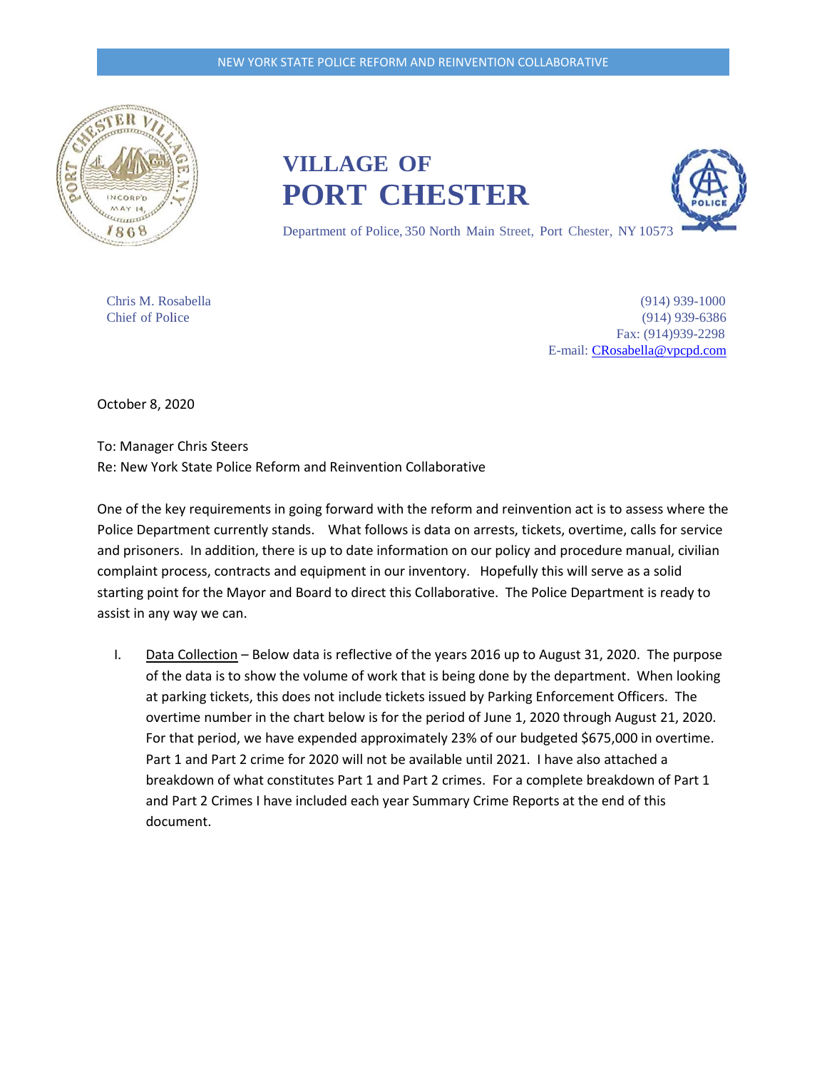NEW YORK STATE POLICE REFORM AND REINVENTION COLLABORATIVE

# VILLAGE OF PORT CHESTER

Department of Police, 350 North Main Street, Port Chester, NY 10573

Chris M. Rosabella
Chief of Police

(914) 939-1000
(914) 939-6386
Fax: (914)939-2298
E-mail: CRosabella@vpcpd.com

October 8, 2020

To: Manager Chris Steers
Re: New York State Police Reform and Reinvention Collaborative

One of the key requirements in going forward with the reform and reinvention act is to assess where the Police Department currently stands. What follows is data on arrests, tickets, overtime, calls for service and prisoners. In addition, there is up to date information on our policy and procedure manual, civilian complaint process, contracts and equipment in our inventory. Hopefully this will serve as a solid starting point for the Mayor and Board to direct this Collaborative. The Police Department is ready to assist in any way we can.

I. Data Collection – Below data is reflective of the years 2016 up to August 31, 2020. The purpose of the data is to show the volume of work that is being done by the department. When looking at parking tickets, this does not include tickets issued by Parking Enforcement Officers. The overtime number in the chart below is for the period of June 1, 2020 through August 21, 2020. For that period, we have expended approximately 23% of our budgeted $675,000 in overtime. Part 1 and Part 2 crime for 2020 will not be available until 2021. I have also attached a breakdown of what constitutes Part 1 and Part 2 crimes. For a complete breakdown of Part 1 and Part 2 Crimes I have included each year Summary Crime Reports at the end of this document.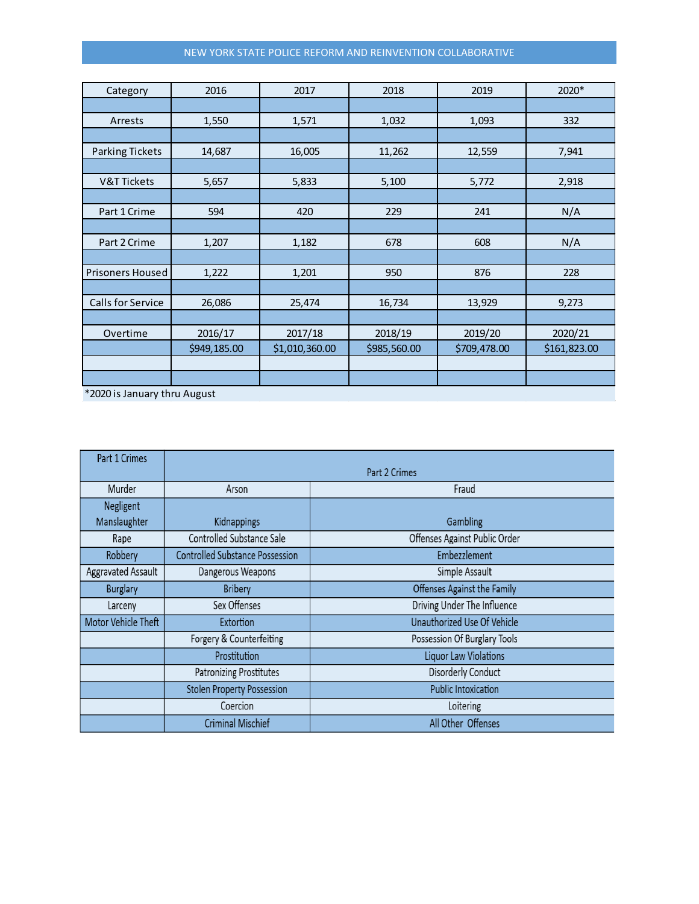## NEW YORK STATE POLICE REFORM AND REINVENTION COLLABORATIVE

| Category | 2016 | 2017 | 2018 | 2019 | 2020* |
|---|---|---|---|---|---|
| Arrests | 1,550 | 1,571 | 1,032 | 1,093 | 332 |
| Parking Tickets | 14,687 | 16,005 | 11,262 | 12,559 | 7,941 |
| V&T Tickets | 5,657 | 5,833 | 5,100 | 5,772 | 2,918 |
| Part 1 Crime | 594 | 420 | 229 | 241 | N/A |
| Part 2 Crime | 1,207 | 1,182 | 678 | 608 | N/A |
| Prisoners Housed | 1,222 | 1,201 | 950 | 876 | 228 |
| Calls for Service | 26,086 | 25,474 | 16,734 | 13,929 | 9,273 |
| Overtime | 2016/17 | 2017/18 | 2018/19 | 2019/20 | 2020/21 |
| | $949,185.00 | $1,010,360.00 | $985,560.00 | $709,478.00 | $161,823.00 |

*2020 is January thru August

| Part 1 Crimes | Part 2 Crimes | |
|---|---|---|
| Murder | Arson | Fraud |
| Negligent Manslaughter | Kidnappings | Gambling |
| Rape | Controlled Substance Sale | Offenses Against Public Order |
| Robbery | Controlled Substance Possession | Embezzlement |
| Aggravated Assault | Dangerous Weapons | Simple Assault |
| Burglary | Bribery | Offenses Against the Family |
| Larceny | Sex Offenses | Driving Under The Influence |
| Motor Vehicle Theft | Extortion | Unauthorized Use Of Vehicle |
| | Forgery & Counterfeiting | Possession Of Burglary Tools |
| | Prostitution | Liquor Law Violations |
| | Patronizing Prostitutes | Disorderly Conduct |
| | Stolen Property Possession | Public Intoxication |
| | Coercion | Loitering |
| | Criminal Mischief | All Other Offenses |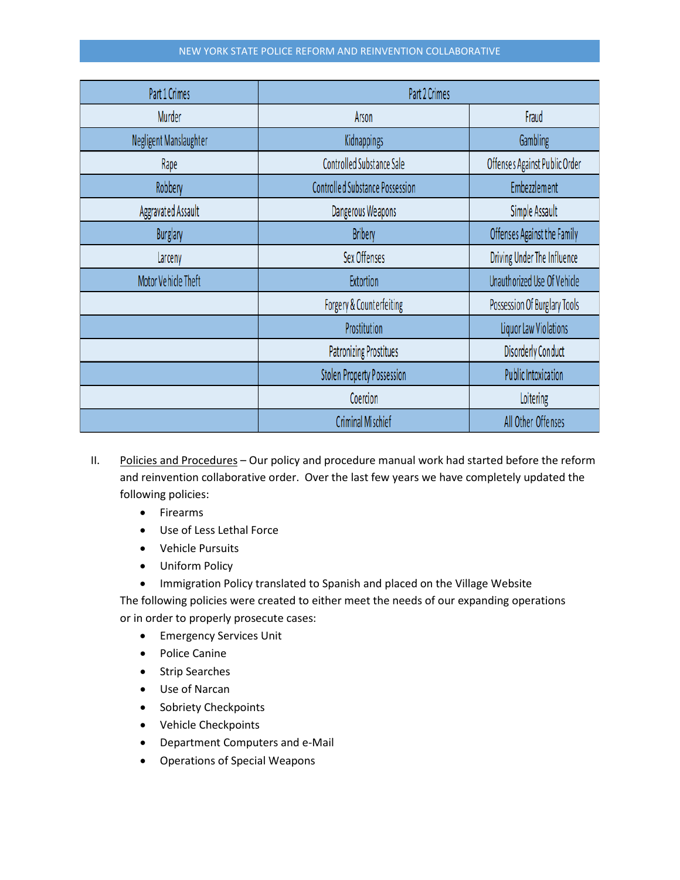| Part 1 Crimes | Part 2 Crimes | |
|---|---|---|
| Murder | Arson | Fraud |
| Negligent Manslaughter | Kidnappings | Gambling |
| Rape | Controlled Substance Sale | Offenses Against Public Order |
| Robbery | Controlled Substance Possession | Embezzlement |
| Aggravated Assault | Dangerous Weapons | Simple Assault |
| Burglary | Bribery | Offenses Against the Family |
| Larceny | Sex Offenses | Driving Under The Influence |
| Motor Vehicle Theft | Extortion | Unauthorized Use Of Vehicle |
| | Forgery & Counterfeiting | Possession Of Burglary Tools |
| | Prostitution | Liquor Law Violations |
| | Patronizing Prostitues | Disorderly Conduct |
| | Stolen Property Possession | Public Intoxication |
| | Coercion | Loitering |
| | Criminal Mischief | All Other Offenses |

II. Policies and Procedures – Our policy and procedure manual work had started before the reform and reinvention collaborative order. Over the last few years we have completely updated the following policies:

- Firearms
- Use of Less Lethal Force
- Vehicle Pursuits
- Uniform Policy
- Immigration Policy translated to Spanish and placed on the Village Website

The following policies were created to either meet the needs of our expanding operations or in order to properly prosecute cases:

- Emergency Services Unit
- Police Canine
- Strip Searches
- Use of Narcan
- Sobriety Checkpoints
- Vehicle Checkpoints
- Department Computers and e-Mail
- Operations of Special Weapons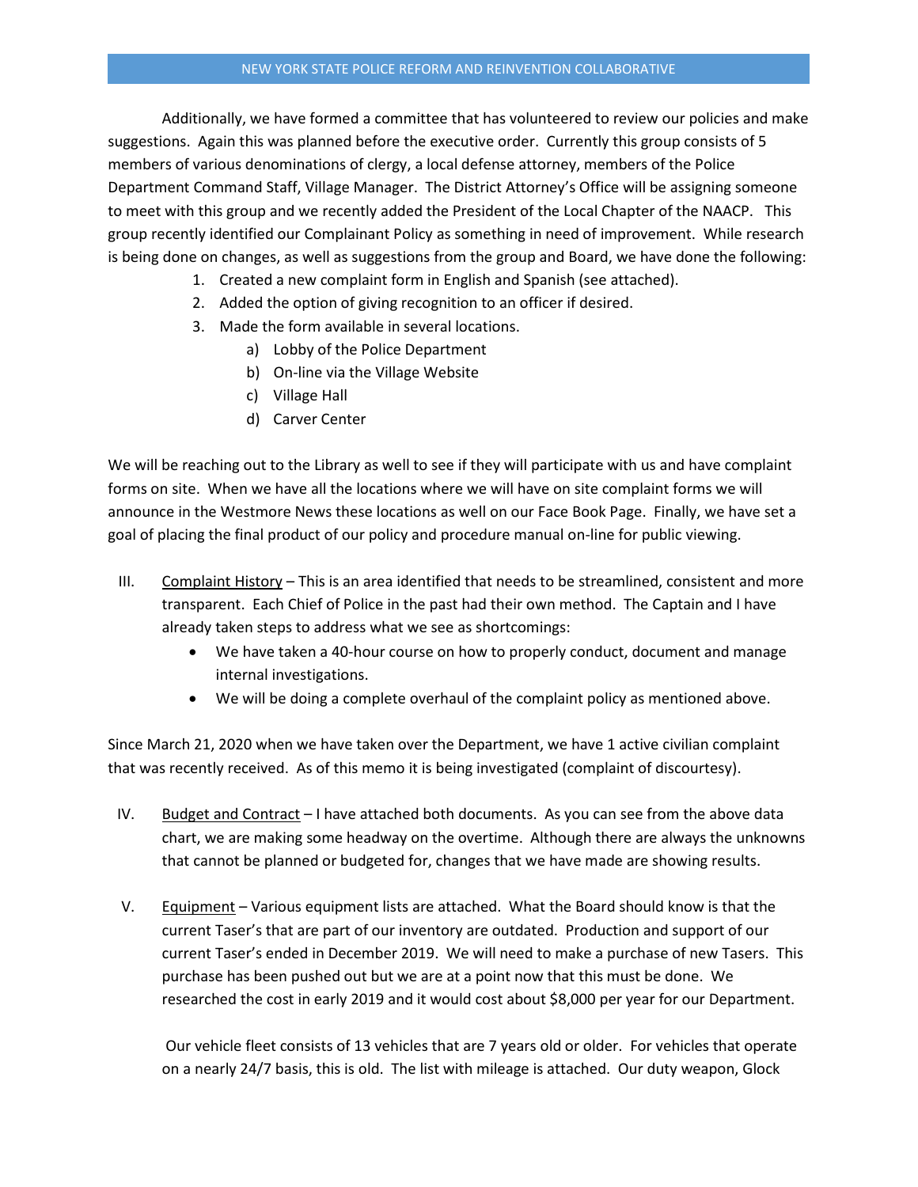Additionally, we have formed a committee that has volunteered to review our policies and make suggestions. Again this was planned before the executive order. Currently this group consists of 5 members of various denominations of clergy, a local defense attorney, members of the Police Department Command Staff, Village Manager. The District Attorney's Office will be assigning someone to meet with this group and we recently added the President of the Local Chapter of the NAACP. This group recently identified our Complainant Policy as something in need of improvement. While research is being done on changes, as well as suggestions from the group and Board, we have done the following:

1. Created a new complaint form in English and Spanish (see attached).
2. Added the option of giving recognition to an officer if desired.
3. Made the form available in several locations.
   a) Lobby of the Police Department
   b) On-line via the Village Website
   c) Village Hall
   d) Carver Center

We will be reaching out to the Library as well to see if they will participate with us and have complaint forms on site. When we have all the locations where we will have on site complaint forms we will announce in the Westmore News these locations as well on our Face Book Page. Finally, we have set a goal of placing the final product of our policy and procedure manual on-line for public viewing.

III. Complaint History – This is an area identified that needs to be streamlined, consistent and more transparent. Each Chief of Police in the past had their own method. The Captain and I have already taken steps to address what we see as shortcomings:

- We have taken a 40-hour course on how to properly conduct, document and manage internal investigations.
- We will be doing a complete overhaul of the complaint policy as mentioned above.

Since March 21, 2020 when we have taken over the Department, we have 1 active civilian complaint that was recently received. As of this memo it is being investigated (complaint of discourtesy).

IV. Budget and Contract – I have attached both documents. As you can see from the above data chart, we are making some headway on the overtime. Although there are always the unknowns that cannot be planned or budgeted for, changes that we have made are showing results.

V. Equipment – Various equipment lists are attached. What the Board should know is that the current Taser's that are part of our inventory are outdated. Production and support of our current Taser's ended in December 2019. We will need to make a purchase of new Tasers. This purchase has been pushed out but we are at a point now that this must be done. We researched the cost in early 2019 and it would cost about $8,000 per year for our Department.

Our vehicle fleet consists of 13 vehicles that are 7 years old or older. For vehicles that operate on a nearly 24/7 basis, this is old. The list with mileage is attached. Our duty weapon, Glock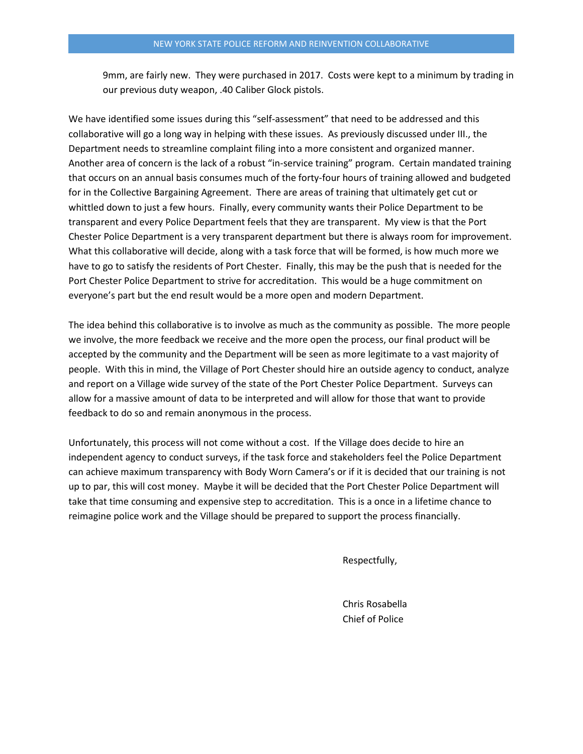9mm, are fairly new. They were purchased in 2017. Costs were kept to a minimum by trading in our previous duty weapon, .40 Caliber Glock pistols.

We have identified some issues during this "self-assessment" that need to be addressed and this collaborative will go a long way in helping with these issues. As previously discussed under III., the Department needs to streamline complaint filing into a more consistent and organized manner. Another area of concern is the lack of a robust "in-service training" program. Certain mandated training that occurs on an annual basis consumes much of the forty-four hours of training allowed and budgeted for in the Collective Bargaining Agreement. There are areas of training that ultimately get cut or whittled down to just a few hours. Finally, every community wants their Police Department to be transparent and every Police Department feels that they are transparent. My view is that the Port Chester Police Department is a very transparent department but there is always room for improvement. What this collaborative will decide, along with a task force that will be formed, is how much more we have to go to satisfy the residents of Port Chester. Finally, this may be the push that is needed for the Port Chester Police Department to strive for accreditation. This would be a huge commitment on everyone's part but the end result would be a more open and modern Department.

The idea behind this collaborative is to involve as much as the community as possible. The more people we involve, the more feedback we receive and the more open the process, our final product will be accepted by the community and the Department will be seen as more legitimate to a vast majority of people. With this in mind, the Village of Port Chester should hire an outside agency to conduct, analyze and report on a Village wide survey of the state of the Port Chester Police Department. Surveys can allow for a massive amount of data to be interpreted and will allow for those that want to provide feedback to do so and remain anonymous in the process.

Unfortunately, this process will not come without a cost. If the Village does decide to hire an independent agency to conduct surveys, if the task force and stakeholders feel the Police Department can achieve maximum transparency with Body Worn Camera's or if it is decided that our training is not up to par, this will cost money. Maybe it will be decided that the Port Chester Police Department will take that time consuming and expensive step to accreditation. This is a once in a lifetime chance to reimagine police work and the Village should be prepared to support the process financially.

Respectfully,

Chris Rosabella
Chief of Police